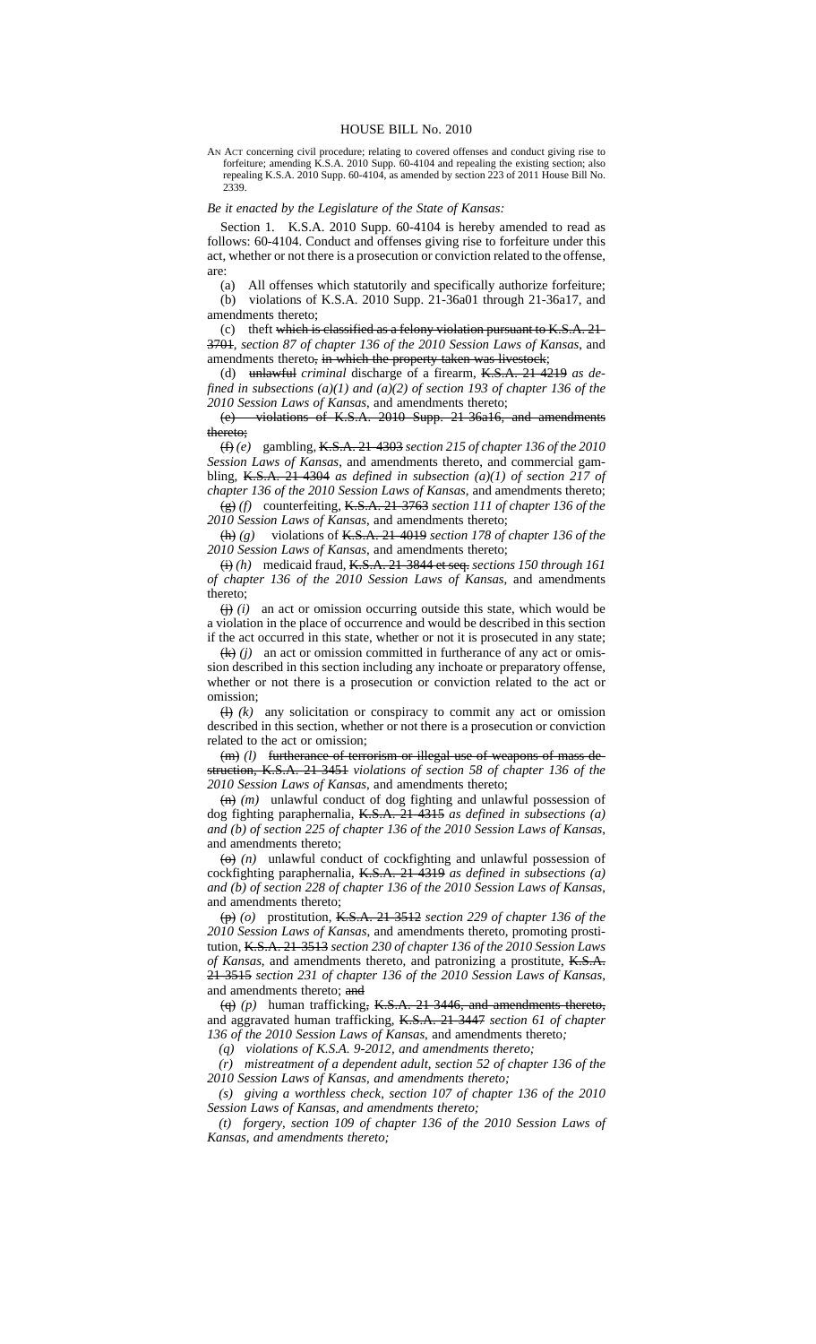# HOUSE BILL No. 2010

AN ACT concerning civil procedure; relating to covered offenses and conduct giving rise to forfeiture; amending K.S.A. 2010 Supp. 60-4104 and repealing the existing section; also repealing K.S.A. 2010 Supp. 60-4104, as amended by section 223 of 2011 House Bill No. 2339.

*Be it enacted by the Legislature of the State of Kansas:*

Section 1. K.S.A. 2010 Supp. 60-4104 is hereby amended to read as follows: 60-4104. Conduct and offenses giving rise to forfeiture under this act, whether or not there is a prosecution or conviction related to the offense, are:

(a) All offenses which statutorily and specifically authorize forfeiture;

(b) violations of K.S.A. 2010 Supp. 21-36a01 through 21-36a17, and amendments thereto;

(c) theft ~~which is classified as a felony violation pursuant to K.S.A. 21-3701~~, *section 87 of chapter 136 of the 2010 Session Laws of Kansas*, and amendments thereto~~, in which the property taken was livestock~~;

(d) ~~unlawful~~ *criminal* discharge of a firearm, ~~K.S.A. 21-4219~~ *as defined in subsections (a)(1) and (a)(2) of section 193 of chapter 136 of the 2010 Session Laws of Kansas*, and amendments thereto;

~~(e) violations of K.S.A. 2010 Supp. 21-36a16, and amendments thereto;~~

~~(f)~~ *(e)* gambling, ~~K.S.A. 21-4303~~ *section 215 of chapter 136 of the 2010 Session Laws of Kansas*, and amendments thereto, and commercial gambling, ~~K.S.A. 21-4304~~ *as defined in subsection (a)(1) of section 217 of chapter 136 of the 2010 Session Laws of Kansas*, and amendments thereto;

~~(g)~~ *(f)* counterfeiting, ~~K.S.A. 21-3763~~ *section 111 of chapter 136 of the 2010 Session Laws of Kansas*, and amendments thereto;

~~(h)~~ *(g)* violations of ~~K.S.A. 21-4019~~ *section 178 of chapter 136 of the 2010 Session Laws of Kansas*, and amendments thereto;

~~(i)~~ *(h)* medicaid fraud, ~~K.S.A. 21-3844 et seq.~~ *sections 150 through 161 of chapter 136 of the 2010 Session Laws of Kansas*, and amendments thereto;

~~(j)~~ *(i)* an act or omission occurring outside this state, which would be a violation in the place of occurrence and would be described in this section if the act occurred in this state, whether or not it is prosecuted in any state;

~~(k)~~ *(j)* an act or omission committed in furtherance of any act or omission described in this section including any inchoate or preparatory offense, whether or not there is a prosecution or conviction related to the act or omission;

~~(l)~~ *(k)* any solicitation or conspiracy to commit any act or omission described in this section, whether or not there is a prosecution or conviction related to the act or omission;

~~(m)~~ *(l)* ~~furtherance of terrorism or illegal use of weapons of mass destruction, K.S.A. 21-3451~~ *violations of section 58 of chapter 136 of the 2010 Session Laws of Kansas*, and amendments thereto;

~~(n)~~ *(m)* unlawful conduct of dog fighting and unlawful possession of dog fighting paraphernalia, ~~K.S.A. 21-4315~~ *as defined in subsections (a) and (b) of section 225 of chapter 136 of the 2010 Session Laws of Kansas*, and amendments thereto;

~~(o)~~ *(n)* unlawful conduct of cockfighting and unlawful possession of cockfighting paraphernalia, ~~K.S.A. 21-4319~~ *as defined in subsections (a) and (b) of section 228 of chapter 136 of the 2010 Session Laws of Kansas*, and amendments thereto;

~~(p)~~ *(o)* prostitution, ~~K.S.A. 21-3512~~ *section 229 of chapter 136 of the 2010 Session Laws of Kansas*, and amendments thereto, promoting prostitution, ~~K.S.A. 21-3513~~ *section 230 of chapter 136 of the 2010 Session Laws of Kansas*, and amendments thereto, and patronizing a prostitute, ~~K.S.A. 21-3515~~ *section 231 of chapter 136 of the 2010 Session Laws of Kansas*, and amendments thereto; ~~and~~

~~(q)~~ *(p)* human trafficking~~, K.S.A. 21-3446, and amendments thereto,~~ and aggravated human trafficking, ~~K.S.A. 21-3447~~ *section 61 of chapter 136 of the 2010 Session Laws of Kansas*, and amendments thereto*;*

*(q) violations of K.S.A. 9-2012, and amendments thereto;*

*(r) mistreatment of a dependent adult, section 52 of chapter 136 of the 2010 Session Laws of Kansas, and amendments thereto;*

*(s) giving a worthless check, section 107 of chapter 136 of the 2010 Session Laws of Kansas, and amendments thereto;*

*(t) forgery, section 109 of chapter 136 of the 2010 Session Laws of Kansas, and amendments thereto;*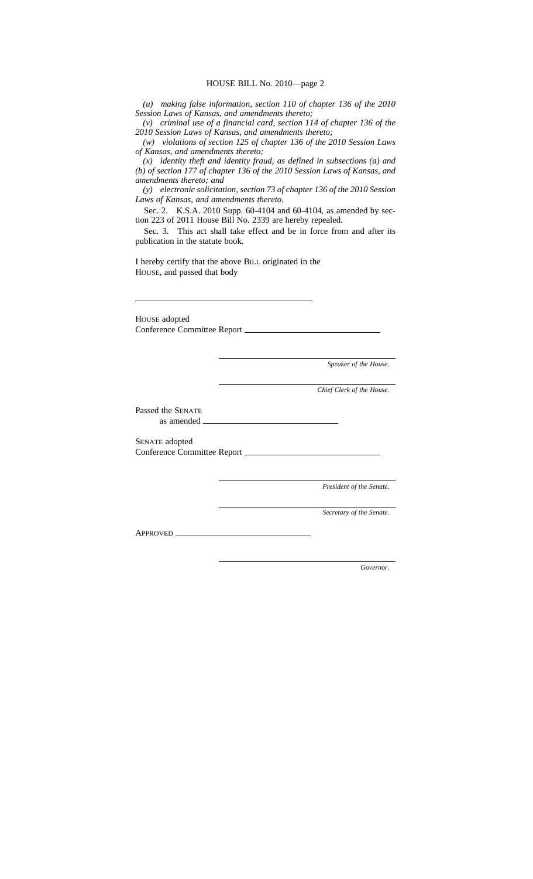*(u) making false information, section 110 of chapter 136 of the 2010 Session Laws of Kansas, and amendments thereto;*

*(v) criminal use of a financial card, section 114 of chapter 136 of the 2010 Session Laws of Kansas, and amendments thereto;*

*(w) violations of section 125 of chapter 136 of the 2010 Session Laws of Kansas, and amendments thereto;*

*(x) identity theft and identity fraud, as defined in subsections (a) and (b) of section 177 of chapter 136 of the 2010 Session Laws of Kansas, and amendments thereto; and*

*(y) electronic solicitation, section 73 of chapter 136 of the 2010 Session Laws of Kansas, and amendments thereto.*

Sec. 2. K.S.A. 2010 Supp. 60-4104 and 60-4104, as amended by section 223 of 2011 House Bill No. 2339 are hereby repealed.

Sec. 3. This act shall take effect and be in force from and after its publication in the statute book.

I hereby certify that the above BILL originated in the HOUSE, and passed that body

\_\_\_\_\_\_\_\_\_\_\_\_\_\_\_\_\_\_\_\_\_\_\_\_\_\_\_\_\_\_\_\_

HOUSE adopted
Conference Committee Report \_\_\_\_\_\_\_\_\_\_\_\_\_\_\_\_\_\_\_\_\_\_\_\_

\_\_\_\_\_\_\_\_\_\_\_\_\_\_\_\_\_\_\_\_\_\_\_\_
*Speaker of the House.*

\_\_\_\_\_\_\_\_\_\_\_\_\_\_\_\_\_\_\_\_\_\_\_\_
*Chief Clerk of the House.*

Passed the SENATE
as amended \_\_\_\_\_\_\_\_\_\_\_\_\_\_\_\_\_\_\_\_\_\_\_\_

SENATE adopted
Conference Committee Report \_\_\_\_\_\_\_\_\_\_\_\_\_\_\_\_\_\_\_\_\_\_\_\_

\_\_\_\_\_\_\_\_\_\_\_\_\_\_\_\_\_\_\_\_\_\_\_\_
*President of the Senate.*

\_\_\_\_\_\_\_\_\_\_\_\_\_\_\_\_\_\_\_\_\_\_\_\_
*Secretary of the Senate.*

APPROVED \_\_\_\_\_\_\_\_\_\_\_\_\_\_\_\_\_\_\_\_\_\_\_\_

\_\_\_\_\_\_\_\_\_\_\_\_\_\_\_\_\_\_\_\_\_\_\_\_
*Governor.*